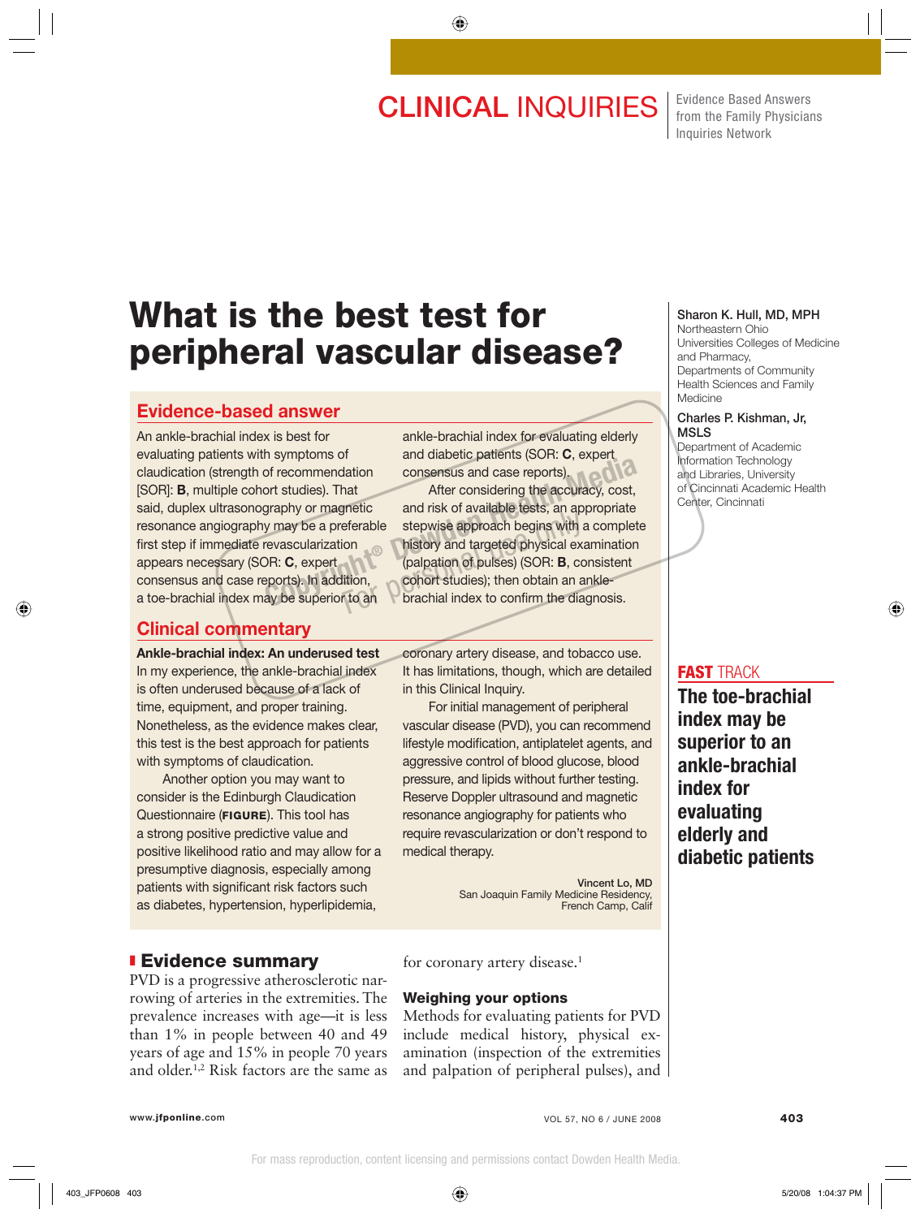CLINICAL INQUIRIES

Evidence Based Answers from the Family Physicians Inquiries Network

# What is the best test for peripheral vascular disease?

**Sharon K. Hull, MD, MPH**
Northeastern Ohio Universities Colleges of Medicine and Pharmacy, Departments of Community Health Sciences and Family Medicine

**Charles P. Kishman, Jr, MSLS**
Department of Academic Information Technology and Libraries, University of Cincinnati Academic Health Center, Cincinnati

## Evidence-based answer

An ankle-brachial index is best for evaluating patients with symptoms of claudication (strength of recommendation [SOR]: **B**, multiple cohort studies). That said, duplex ultrasonography or magnetic resonance angiography may be a preferable first step if immediate revascularization appears necessary (SOR: **C**, expert consensus and case reports). In addition, a toe-brachial index may be superior to an ankle-brachial index for evaluating elderly and diabetic patients (SOR: **C**, expert consensus and case reports).

After considering the accuracy, cost, and risk of available tests, an appropriate stepwise approach begins with a complete history and targeted physical examination (palpation of pulses) (SOR: **B**, consistent cohort studies); then obtain an ankle-brachial index to confirm the diagnosis.

## Clinical commentary

**Ankle-brachial index: An underused test**

In my experience, the ankle-brachial index is often underused because of a lack of time, equipment, and proper training. Nonetheless, as the evidence makes clear, this test is the best approach for patients with symptoms of claudication.

Another option you may want to consider is the Edinburgh Claudication Questionnaire (**FIGURE**). This tool has a strong positive predictive value and positive likelihood ratio and may allow for a presumptive diagnosis, especially among patients with significant risk factors such as diabetes, hypertension, hyperlipidemia, coronary artery disease, and tobacco use. It has limitations, though, which are detailed in this Clinical Inquiry.

For initial management of peripheral vascular disease (PVD), you can recommend lifestyle modification, antiplatelet agents, and aggressive control of blood glucose, blood pressure, and lipids without further testing. Reserve Doppler ultrasound and magnetic resonance angiography for patients who require revascularization or don't respond to medical therapy.

Vincent Lo, MD
San Joaquin Family Medicine Residency, French Camp, Calif

**FAST TRACK**

**The toe-brachial index may be superior to an ankle-brachial index for evaluating elderly and diabetic patients**

## Evidence summary

PVD is a progressive atherosclerotic narrowing of arteries in the extremities. The prevalence increases with age—it is less than 1% in people between 40 and 49 years of age and 15% in people 70 years and older.[1,2] Risk factors are the same as for coronary artery disease.[1]

### Weighing your options

Methods for evaluating patients for PVD include medical history, physical examination (inspection of the extremities and palpation of peripheral pulses), and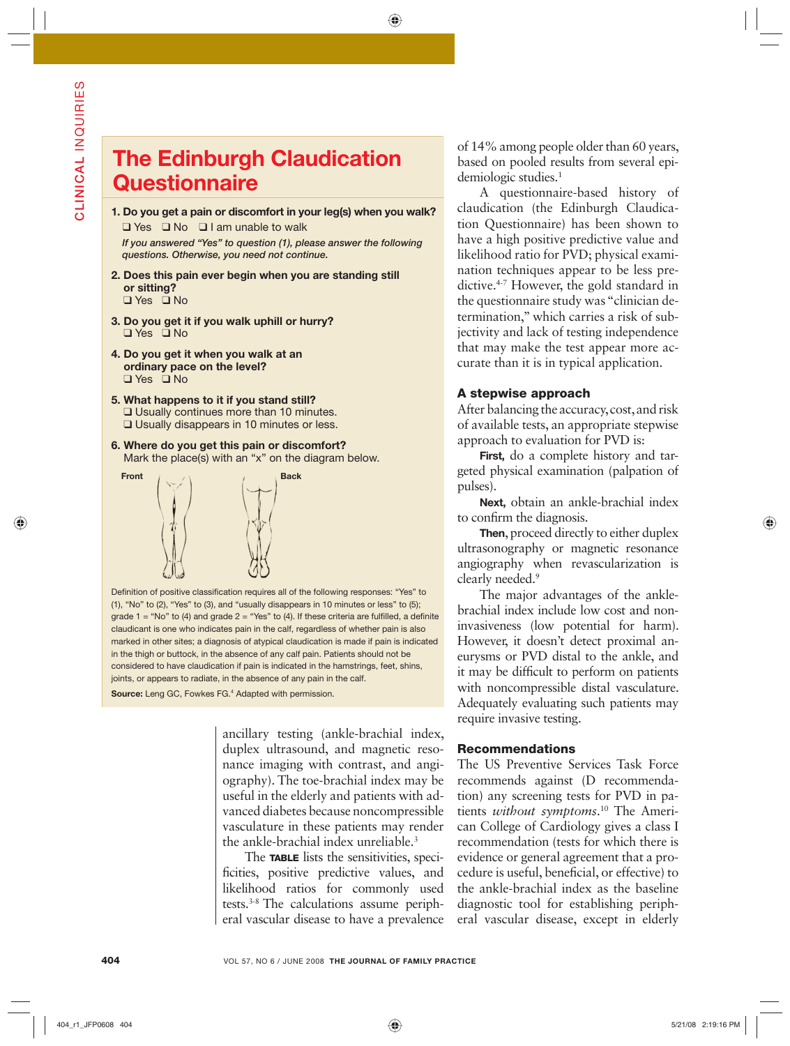## The Edinburgh Claudication Questionnaire

**1. Do you get a pain or discomfort in your leg(s) when you walk?**
❑ Yes ❑ No ❑ I am unable to walk

*If you answered "Yes" to question (1), please answer the following questions. Otherwise, you need not continue.*

**2. Does this pain ever begin when you are standing still or sitting?**
❑ Yes ❑ No

**3. Do you get it if you walk uphill or hurry?**
❑ Yes ❑ No

**4. Do you get it when you walk at an ordinary pace on the level?**
❑ Yes ❑ No

**5. What happens to it if you stand still?**
❑ Usually continues more than 10 minutes.
❑ Usually disappears in 10 minutes or less.

**6. Where do you get this pain or discomfort?**
Mark the place(s) with an "x" on the diagram below.

Front Back

Definition of positive classification requires all of the following responses: "Yes" to (1), "No" to (2), "Yes" to (3), and "usually disappears in 10 minutes or less" to (5); grade 1 = "No" to (4) and grade 2 = "Yes" to (4). If these criteria are fulfilled, a definite claudicant is one who indicates pain in the calf, regardless of whether pain is also marked in other sites; a diagnosis of atypical claudication is made if pain is indicated in the thigh or buttock, in the absence of any calf pain. Patients should not be considered to have claudication if pain is indicated in the hamstrings, feet, shins, joints, or appears to radiate, in the absence of any pain in the calf.

**Source:** Leng GC, Fowkes FG.[4] Adapted with permission.

ancillary testing (ankle-brachial index, duplex ultrasound, and magnetic resonance imaging with contrast, and angiography). The toe-brachial index may be useful in the elderly and patients with advanced diabetes because noncompressible vasculature in these patients may render the ankle-brachial index unreliable.[3]

The **TABLE** lists the sensitivities, specificities, positive predictive values, and likelihood ratios for commonly used tests.[3-8] The calculations assume peripheral vascular disease to have a prevalence of 14% among people older than 60 years, based on pooled results from several epidemiologic studies.[1]

A questionnaire-based history of claudication (the Edinburgh Claudication Questionnaire) has been shown to have a high positive predictive value and likelihood ratio for PVD; physical examination techniques appear to be less predictive.[4-7] However, the gold standard in the questionnaire study was "clinician determination," which carries a risk of subjectivity and lack of testing independence that may make the test appear more accurate than it is in typical application.

### A stepwise approach

After balancing the accuracy, cost, and risk of available tests, an appropriate stepwise approach to evaluation for PVD is:

**First,** do a complete history and targeted physical examination (palpation of pulses).

**Next,** obtain an ankle-brachial index to confirm the diagnosis.

**Then,** proceed directly to either duplex ultrasonography or magnetic resonance angiography when revascularization is clearly needed.[9]

The major advantages of the ankle-brachial index include low cost and noninvasiveness (low potential for harm). However, it doesn't detect proximal aneurysms or PVD distal to the ankle, and it may be difficult to perform on patients with noncompressible distal vasculature. Adequately evaluating such patients may require invasive testing.

### Recommendations

The US Preventive Services Task Force recommends against (D recommendation) any screening tests for PVD in patients *without symptoms*.[10] The American College of Cardiology gives a class I recommendation (tests for which there is evidence or general agreement that a procedure is useful, beneficial, or effective) to the ankle-brachial index as the baseline diagnostic tool for establishing peripheral vascular disease, except in elderly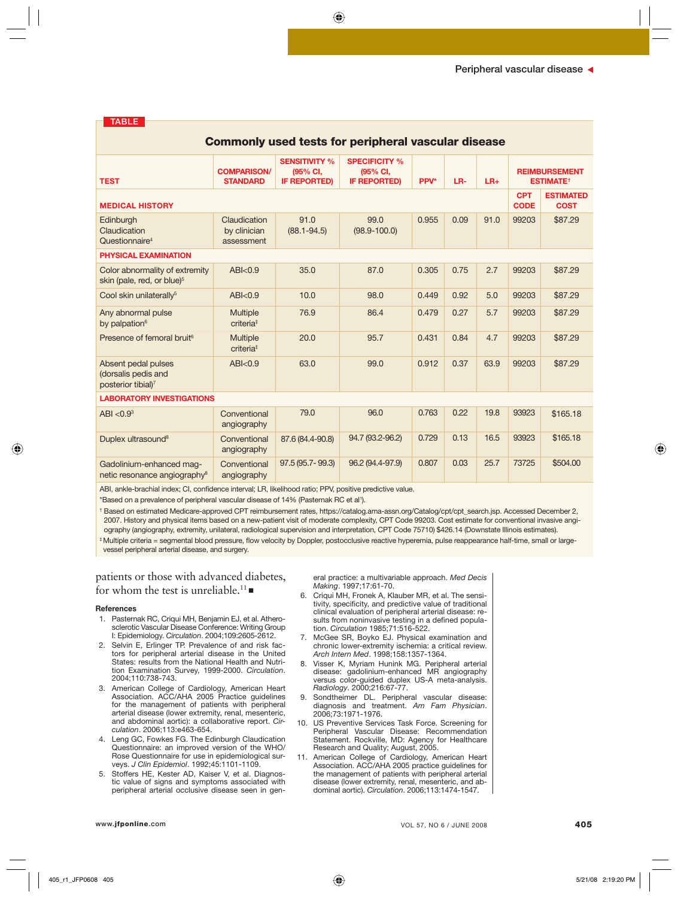TABLE

## Commonly used tests for peripheral vascular disease

| TEST | COMPARISON/ STANDARD | SENSITIVITY % (95% CI, IF REPORTED) | SPECIFICITY % (95% CI, IF REPORTED) | PPV* | LR- | LR+ | REIMBURSEMENT ESTIMATE† | |
|---|---|---|---|---|---|---|---|---|
| | | | | | | | CPT CODE | ESTIMATED COST |
| **MEDICAL HISTORY** | | | | | | | | |
| Edinburgh Claudication Questionnaire[4] | Claudication by clinician assessment | 91.0 (88.1-94.5) | 99.0 (98.9-100.0) | 0.955 | 0.09 | 91.0 | 99203 | $87.29 |
| **PHYSICAL EXAMINATION** | | | | | | | | |
| Color abnormality of extremity skin (pale, red, or blue)[5] | ABI<0.9 | 35.0 | 87.0 | 0.305 | 0.75 | 2.7 | 99203 | $87.29 |
| Cool skin unilaterally[5] | ABI<0.9 | 10.0 | 98.0 | 0.449 | 0.92 | 5.0 | 99203 | $87.29 |
| Any abnormal pulse by palpation[6] | Multiple criteria‡ | 76.9 | 86.4 | 0.479 | 0.27 | 5.7 | 99203 | $87.29 |
| Presence of femoral bruit[6] | Multiple criteria‡ | 20.0 | 95.7 | 0.431 | 0.84 | 4.7 | 99203 | $87.29 |
| Absent pedal pulses (dorsalis pedis and posterior tibial)[7] | ABI<0.9 | 63.0 | 99.0 | 0.912 | 0.37 | 63.9 | 99203 | $87.29 |
| **LABORATORY INVESTIGATIONS** | | | | | | | | |
| ABI <0.9[3] | Conventional angiography | 79.0 | 96.0 | 0.763 | 0.22 | 19.8 | 93923 | $165.18 |
| Duplex ultrasound[8] | Conventional angiography | 87.6 (84.4-90.8) | 94.7 (93.2-96.2) | 0.729 | 0.13 | 16.5 | 93923 | $165.18 |
| Gadolinium-enhanced magnetic resonance angiography[8] | Conventional angiography | 97.5 (95.7- 99.3) | 96.2 (94.4-97.9) | 0.807 | 0.03 | 25.7 | 73725 | $504.00 |

ABI, ankle-brachial index; CI, confidence interval; LR, likelihood ratio; PPV, positive predictive value.

*Based on a prevalence of peripheral vascular disease of 14% (Pasternak RC et al[1]).

† Based on estimated Medicare-approved CPT reimbursement rates, https://catalog.ama-assn.org/Catalog/cpt/cpt_search.jsp. Accessed December 2, 2007. History and physical items based on a new-patient visit of moderate complexity, CPT Code 99203. Cost estimate for conventional invasive angiography (angiography, extremity, unilateral, radiological supervision and interpretation, CPT Code 75710) $426.14 (Downstate Illinois estimates).

‡ Multiple criteria = segmental blood pressure, flow velocity by Doppler, postocclusive reactive hyperemia, pulse reappearance half-time, small or large-vessel peripheral arterial disease, and surgery.

patients or those with advanced diabetes, for whom the test is unreliable.[11] ■

### References

1. Pasternak RC, Criqui MH, Benjamin EJ, et al. Atherosclerotic Vascular Disease Conference: Writing Group I: Epidemiology. *Circulation*. 2004;109:2605-2612.
2. Selvin E, Erlinger TP. Prevalence of and risk factors for peripheral arterial disease in the United States: results from the National Health and Nutrition Examination Survey, 1999-2000. *Circulation*. 2004;110:738-743.
3. American College of Cardiology, American Heart Association. ACC/AHA 2005 Practice guidelines for the management of patients with peripheral arterial disease (lower extremity, renal, mesenteric, and abdominal aortic): a collaborative report. *Circulation*. 2006;113:e463-654.
4. Leng GC, Fowkes FG. The Edinburgh Claudication Questionnaire: an improved version of the WHO/Rose Questionnaire for use in epidemiological surveys. *J Clin Epidemiol*. 1992;45:1101-1109.
5. Stoffers HE, Kester AD, Kaiser V, et al. Diagnostic value of signs and symptoms associated with peripheral arterial occlusive disease seen in general practice: a multivariable approach. *Med Decis Making*. 1997;17:61-70.
6. Criqui MH, Fronek A, Klauber MR, et al. The sensitivity, specificity, and predictive value of traditional clinical evaluation of peripheral arterial disease: results from noninvasive testing in a defined population. *Circulation* 1985;71:516-522.
7. McGee SR, Boyko EJ. Physical examination and chronic lower-extremity ischemia: a critical review. *Arch Intern Med*. 1998;158:1357-1364.
8. Visser K, Myriam Hunink MG. Peripheral arterial disease: gadolinium-enhanced MR angiography versus color-guided duplex US-A meta-analysis. *Radiology*. 2000;216:67-77.
9. Sondtheimer DL. Peripheral vascular disease: diagnosis and treatment. *Am Fam Physician*. 2006;73:1971-1976.
10. US Preventive Services Task Force. Screening for Peripheral Vascular Disease: Recommendation Statement. Rockville, MD: Agency for Healthcare Research and Quality; August, 2005.
11. American College of Cardiology, American Heart Association. ACC/AHA 2005 practice guidelines for the management of patients with peripheral arterial disease (lower extremity, renal, mesenteric, and abdominal aortic). *Circulation*. 2006;113:1474-1547.